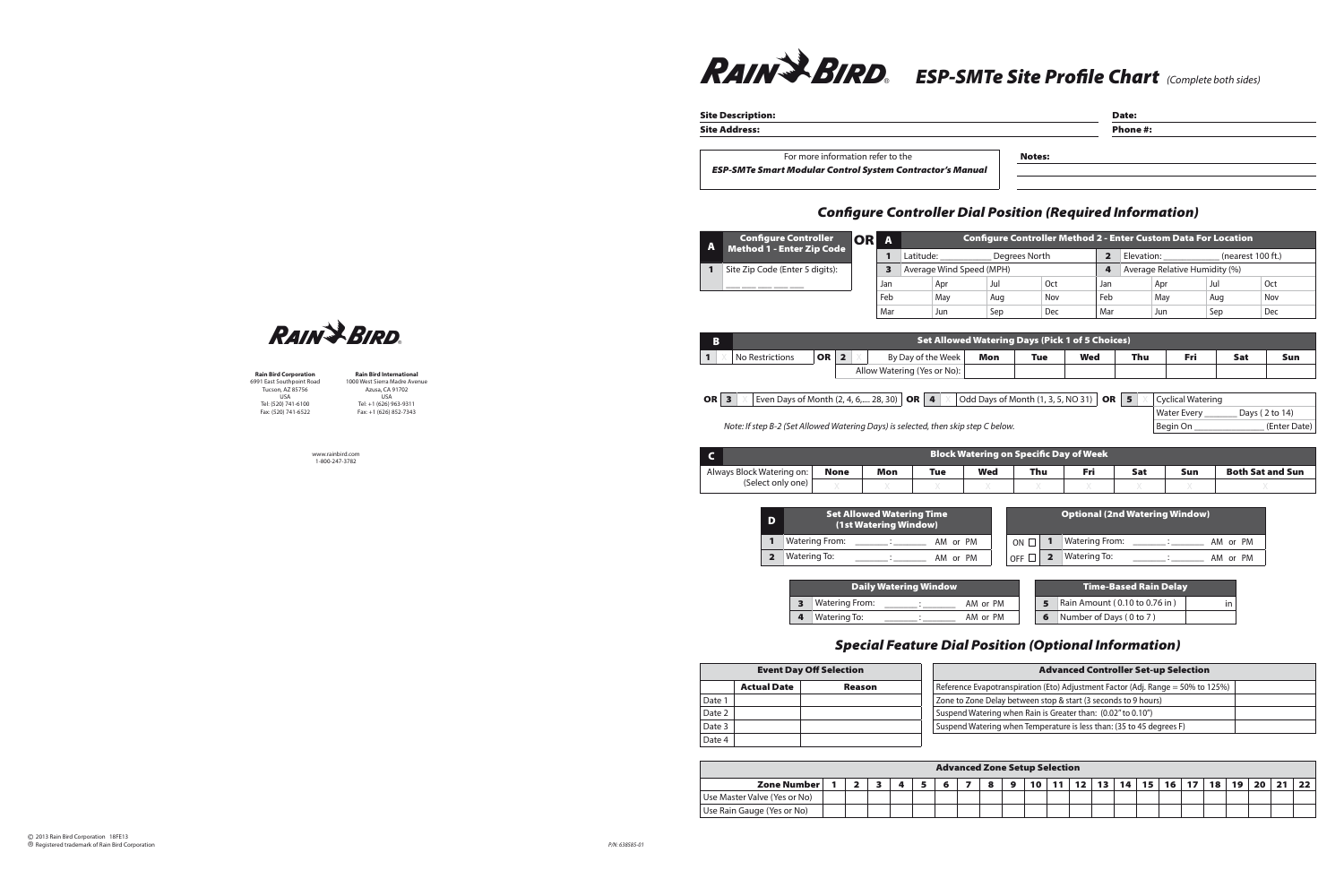# RAIN BIRD ESP-SMTe Site Profile Chart *(Complete both sides)*

**Site Description:** 

**Date:** 

**Site Address:** 

**Phone #:** 

For more information refer to the

***ESP-SMTe Smart Modular Control System Contractor's Manual***

**Notes:**

## *Configure Controller Dial Position (Required Information)*

| A | Configure Controller Method 1 - Enter Zip Code |
|---|---|
| 1 | Site Zip Code (Enter 5 digits): ___ ___ ___ ___ ___ |

**OR**

| A | Configure Controller Method 2 - Enter Custom Data For Location | | | | | | |
|---|---|---|---|---|---|---|---|
| 1 | Latitude: ___________ Degrees North | | | 2 | Elevation: ___________ (nearest 100 ft.) | | |
| 3 | Average Wind Speed (MPH) | | | 4 | Average Relative Humidity (%) | | |
| Jan | Apr | Jul | Oct | Jan | Apr | Jul | Oct |
| Feb | May | Aug | Nov | Feb | May | Aug | Nov |
| Mar | Jun | Sep | Dec | Mar | Jun | Sep | Dec |

| B | Set Allowed Watering Days (Pick 1 of 5 Choices) | | | | | | | |
|---|---|---|---|---|---|---|---|---|
| 1 X | No Restrictions | **OR** 2 X By Day of the Week | Mon | Tue | Wed | Thu | Fri | Sat | Sun |
| | | Allow Watering (Yes or No): | | | | | | | |

**OR** 3 X Even Days of Month (2, 4, 6,.... 28, 30) **OR** 4 X Odd Days of Month (1, 3, 5, NO 31) **OR** 5 X Cyclical Watering

Water Every _______ Days ( 2 to 14)

Begin On _______________ (Enter Date)

*Note: If step B-2 (Set Allowed Watering Days) is selected, then skip step C below.*

| C | Block Watering on Specific Day of Week | | | | | | | | |
|---|---|---|---|---|---|---|---|---|---|
| Always Block Watering on: (Select only one) | None | Mon | Tue | Wed | Thu | Fri | Sat | Sun | Both Sat and Sun |
| | X | X | X | X | X | X | X | X | X |

| D | Set Allowed Watering Time (1st Watering Window) |
|---|---|
| 1 | Watering From: _______ : _______ AM or PM |
| 2 | Watering To: _______ : _______ AM or PM |

| | | Optional (2nd Watering Window) |
|---|---|---|
| ON ☐ | 1 | Watering From: _______ : _______ AM or PM |
| OFF ☐ | 2 | Watering To: _______ : _______ AM or PM |

| | Daily Watering Window |
|---|---|
| 3 | Watering From: _______ : _______ AM or PM |
| 4 | Watering To: _______ : _______ AM or PM |

| | Time-Based Rain Delay | |
|---|---|---|
| 5 | Rain Amount ( 0.10 to 0.76 in ) | in |
| 6 | Number of Days ( 0 to 7 ) | |

## *Special Feature Dial Position (Optional Information)*

| Event Day Off Selection | | |
|---|---|---|
| | Actual Date | Reason |
| Date 1 | | |
| Date 2 | | |
| Date 3 | | |
| Date 4 | | |

| Advanced Controller Set-up Selection | |
|---|---|
| Reference Evapotranspiration (Eto) Adjustment Factor (Adj. Range = 50% to 125%) | |
| Zone to Zone Delay between stop & start (3 seconds to 9 hours) | |
| Suspend Watering when Rain is Greater than: (0.02" to 0.10") | |
| Suspend Watering when Temperature is less than: (35 to 45 degrees F) | |

| Advanced Zone Setup Selection | | | | | | | | | | | | | | | | | | | | | | |
|---|---|---|---|---|---|---|---|---|---|---|---|---|---|---|---|---|---|---|---|---|---|---|
| Zone Number | 1 | 2 | 3 | 4 | 5 | 6 | 7 | 8 | 9 | 10 | 11 | 12 | 13 | 14 | 15 | 16 | 17 | 18 | 19 | 20 | 21 | 22 |
| Use Master Valve (Yes or No) | | | | | | | | | | | | | | | | | | | | | | |
| Use Rain Gauge (Yes or No) | | | | | | | | | | | | | | | | | | | | | | |

P/N: 638585-01

RAIN BIRD

**Rain Bird Corporation**
6991 East Southpoint Road
Tucson, AZ 85756
USA
Tel: (520) 741-6100
Fax: (520) 741-6522

**Rain Bird International**
1000 West Sierra Madre Avenue
Azusa, CA 91702
USA
Tel: +1 (626) 963-9311
Fax: +1 (626) 852-7343

www.rainbird.com
1-800-247-3782

© 2013 Rain Bird Corporation 18FE13
® Registered trademark of Rain Bird Corporation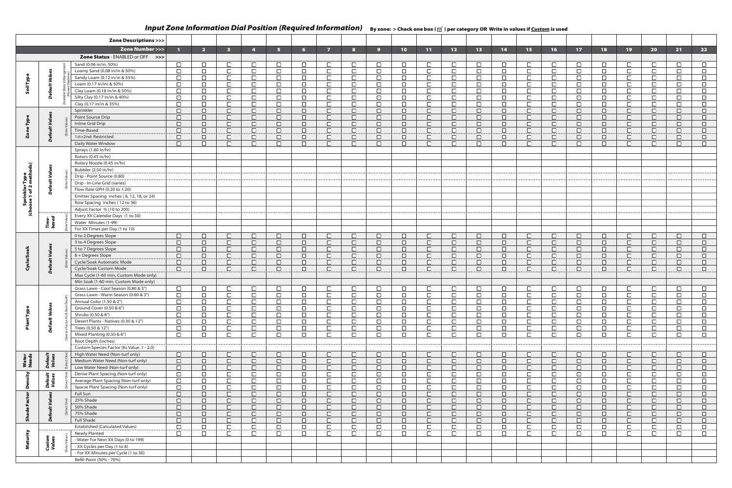## *Input Zone Information Dial Position (Required Information)*

**By zone: > Check one box (☑) per category OR Write in values if *Custom* is used**

| | | | | | | | | | | | | | | | | | | | | | | | | | |
|---|---|---|---|---|---|---|---|---|---|---|---|---|---|---|---|---|---|---|---|---|---|---|---|---|---|
| | | | **Zone Descriptions >>>** | | | | | | | | | | | | | | | | | | | | | | |
| | | | **Zone Number >>>** | **1** | **2** | **3** | **4** | **5** | **6** | **7** | **8** | **9** | **10** | **11** | **12** | **13** | **14** | **15** | **16** | **17** | **18** | **19** | **20** | **21** | **22** |
| | | | **Zone Status** - ENABLED or OFF >>> | | | | | | | | | | | | | | | | | | | | | | |
| **Soil Type** | ***Default Values*** | (Available Water & Management Allowed Depletion) | Sand (0.06 in/in, 50%) | ☐ | ☐ | ☐ | ☐ | ☐ | ☐ | ☐ | ☐ | ☐ | ☐ | ☐ | ☐ | ☐ | ☐ | ☐ | ☐ | ☐ | ☐ | ☐ | ☐ | ☐ | ☐ |
| | | | Loamy Sand (0.08 in/in & 50%) | ☐ | ☐ | ☐ | ☐ | ☐ | ☐ | ☐ | ☐ | ☐ | ☐ | ☐ | ☐ | ☐ | ☐ | ☐ | ☐ | ☐ | ☐ | ☐ | ☐ | ☐ | ☐ |
| | | | Sandy Loam (0.12 in/in & 55%) | ☐ | ☐ | ☐ | ☐ | ☐ | ☐ | ☐ | ☐ | ☐ | ☐ | ☐ | ☐ | ☐ | ☐ | ☐ | ☐ | ☐ | ☐ | ☐ | ☐ | ☐ | ☐ |
| | | | Loam (0.17 in/in) & 50%) | ☐ | ☐ | ☐ | ☐ | ☐ | ☐ | ☐ | ☐ | ☐ | ☐ | ☐ | ☐ | ☐ | ☐ | ☐ | ☐ | ☐ | ☐ | ☐ | ☐ | ☐ | ☐ |
| | | | Clay Loam (0.18 in/in & 50%) | ☐ | ☐ | ☐ | ☐ | ☐ | ☐ | ☐ | ☐ | ☐ | ☐ | ☐ | ☐ | ☐ | ☐ | ☐ | ☐ | ☐ | ☐ | ☐ | ☐ | ☐ | ☐ |
| | | | Silty Clay (0.17 in/in & 40%) | ☐ | ☐ | ☐ | ☐ | ☐ | ☐ | ☐ | ☐ | ☐ | ☐ | ☐ | ☐ | ☐ | ☐ | ☐ | ☐ | ☐ | ☐ | ☐ | ☐ | ☐ | ☐ |
| | | | Clay (0.17 in/in & 35%) | ☐ | ☐ | ☐ | ☐ | ☐ | ☐ | ☐ | ☐ | ☐ | ☐ | ☐ | ☐ | ☐ | ☐ | ☐ | ☐ | ☐ | ☐ | ☐ | ☐ | ☐ | ☐ |
| **Zone Type** | ***Default Values*** | (Enter Values) | Sprinkler | ☐ | ☐ | ☐ | ☐ | ☐ | ☐ | ☐ | ☐ | ☐ | ☐ | ☐ | ☐ | ☐ | ☐ | ☐ | ☐ | ☐ | ☐ | ☐ | ☐ | ☐ | ☐ |
| | | | Point Source Drip | ☐ | ☐ | ☐ | ☐ | ☐ | ☐ | ☐ | ☐ | ☐ | ☐ | ☐ | ☐ | ☐ | ☐ | ☐ | ☐ | ☐ | ☐ | ☐ | ☐ | ☐ | ☐ |
| | | | Inline Grid Drip | ☐ | ☐ | ☐ | ☐ | ☐ | ☐ | ☐ | ☐ | ☐ | ☐ | ☐ | ☐ | ☐ | ☐ | ☐ | ☐ | ☐ | ☐ | ☐ | ☐ | ☐ | ☐ |
| | | | Time-Based | ☐ | ☐ | ☐ | ☐ | ☐ | ☐ | ☐ | ☐ | ☐ | ☐ | ☐ | ☐ | ☐ | ☐ | ☐ | ☐ | ☐ | ☐ | ☐ | ☐ | ☐ | ☐ |
| | | | 1st+2nd: Restricted | ☐ | ☐ | ☐ | ☐ | ☐ | ☐ | ☐ | ☐ | ☐ | ☐ | ☐ | ☐ | ☐ | ☐ | ☐ | ☐ | ☐ | ☐ | ☐ | ☐ | ☐ | ☐ |
| | | | Daily Water Window | ☐ | ☐ | ☐ | ☐ | ☐ | ☐ | ☐ | ☐ | ☐ | ☐ | ☐ | ☐ | ☐ | ☐ | ☐ | ☐ | ☐ | ☐ | ☐ | ☐ | ☐ | ☐ |
| **Sprinkler Type (choose 1 of 2 methods)** | ***Default Values*** | (Enter Values) | Sprays (1.60 in/hr) | | | | | | | | | | | | | | | | | | | | | | |
| | | | Rotors (0.45 in/hr) | | | | | | | | | | | | | | | | | | | | | | |
| | | | Rotary Nozzle (0.45 in/hr) | | | | | | | | | | | | | | | | | | | | | | |
| | | | Bubbler (2.50 in/hr) | | | | | | | | | | | | | | | | | | | | | | |
| | | | Drip - Point Source (0.80) | | | | | | | | | | | | | | | | | | | | | | |
| | | | Drip - In-Line Grid (varies) | | | | | | | | | | | | | | | | | | | | | | |
| | | | Flow Rate GPH (0.20 to 1.20) | | | | | | | | | | | | | | | | | | | | | | |
| | | | Emitter Spacing inches ( 6, 12, 18, or 24) | | | | | | | | | | | | | | | | | | | | | | |
| | | | Row Spacing inches ( 12 to 36) | | | | | | | | | | | | | | | | | | | | | | |
| | | | Adjust Factor % (10 to 200) | | | | | | | | | | | | | | | | | | | | | | |
| | ***Time-based*** | (Enter Values) | Every XX Calendar Days (1 to 30) | | | | | | | | | | | | | | | | | | | | | | |
| | | | Water Minutes (1-99) | | | | | | | | | | | | | | | | | | | | | | |
| | | | For XX Times per Day (1 to 10) | | | | | | | | | | | | | | | | | | | | | | |
| **Cycle/Soak** | ***Default Values*** | (Enter Values) | 0 to 2 Degrees Slope | ☐ | ☐ | ☐ | ☐ | ☐ | ☐ | ☐ | ☐ | ☐ | ☐ | ☐ | ☐ | ☐ | ☐ | ☐ | ☐ | ☐ | ☐ | ☐ | ☐ | ☐ | ☐ |
| | | | 3 to 4 Degrees Slope | ☐ | ☐ | ☐ | ☐ | ☐ | ☐ | ☐ | ☐ | ☐ | ☐ | ☐ | ☐ | ☐ | ☐ | ☐ | ☐ | ☐ | ☐ | ☐ | ☐ | ☐ | ☐ |
| | | | 5 to 7 Degrees Slope | ☐ | ☐ | ☐ | ☐ | ☐ | ☐ | ☐ | ☐ | ☐ | ☐ | ☐ | ☐ | ☐ | ☐ | ☐ | ☐ | ☐ | ☐ | ☐ | ☐ | ☐ | ☐ |
| | | | 8 + Degrees Slope | ☐ | ☐ | ☐ | ☐ | ☐ | ☐ | ☐ | ☐ | ☐ | ☐ | ☐ | ☐ | ☐ | ☐ | ☐ | ☐ | ☐ | ☐ | ☐ | ☐ | ☐ | ☐ |
| | | | Cycle/Soak Automatic Mode | ☐ | ☐ | ☐ | ☐ | ☐ | ☐ | ☐ | ☐ | ☐ | ☐ | ☐ | ☐ | ☐ | ☐ | ☐ | ☐ | ☐ | ☐ | ☐ | ☐ | ☐ | ☐ |
| | | | Cycle/Soak Custom Mode | ☐ | ☐ | ☐ | ☐ | ☐ | ☐ | ☐ | ☐ | ☐ | ☐ | ☐ | ☐ | ☐ | ☐ | ☐ | ☐ | ☐ | ☐ | ☐ | ☐ | ☐ | ☐ |
| | | | Max Cycle (1-60 min, Custom Mode only) | | | | | | | | | | | | | | | | | | | | | | |
| | | | Min Soak (1-60 min, Custom Mode only) | | | | | | | | | | | | | | | | | | | | | | |
| **Plant Type** | ***Default Values*** | (Species Factor Ks & Root Depth) | Grass Lawn - Cool Season (0.80 & 3") | ☐ | ☐ | ☐ | ☐ | ☐ | ☐ | ☐ | ☐ | ☐ | ☐ | ☐ | ☐ | ☐ | ☐ | ☐ | ☐ | ☐ | ☐ | ☐ | ☐ | ☐ | ☐ |
| | | | Grass Lawn - Warm Season (0.60 & 3") | ☐ | ☐ | ☐ | ☐ | ☐ | ☐ | ☐ | ☐ | ☐ | ☐ | ☐ | ☐ | ☐ | ☐ | ☐ | ☐ | ☐ | ☐ | ☐ | ☐ | ☐ | ☐ |
| | | | Annual Color (1.50 & 2") | ☐ | ☐ | ☐ | ☐ | ☐ | ☐ | ☐ | ☐ | ☐ | ☐ | ☐ | ☐ | ☐ | ☐ | ☐ | ☐ | ☐ | ☐ | ☐ | ☐ | ☐ | ☐ |
| | | | Ground Cover (0.50 & 6") | ☐ | ☐ | ☐ | ☐ | ☐ | ☐ | ☐ | ☐ | ☐ | ☐ | ☐ | ☐ | ☐ | ☐ | ☐ | ☐ | ☐ | ☐ | ☐ | ☐ | ☐ | ☐ |
| | | | Shrubs (0.50 & 8") | ☐ | ☐ | ☐ | ☐ | ☐ | ☐ | ☐ | ☐ | ☐ | ☐ | ☐ | ☐ | ☐ | ☐ | ☐ | ☐ | ☐ | ☐ | ☐ | ☐ | ☐ | ☐ |
| | | | Desert Plants - Natives (0.30 & 12") | ☐ | ☐ | ☐ | ☐ | ☐ | ☐ | ☐ | ☐ | ☐ | ☐ | ☐ | ☐ | ☐ | ☐ | ☐ | ☐ | ☐ | ☐ | ☐ | ☐ | ☐ | ☐ |
| | | | Trees (0.50 & 12") | ☐ | ☐ | ☐ | ☐ | ☐ | ☐ | ☐ | ☐ | ☐ | ☐ | ☐ | ☐ | ☐ | ☐ | ☐ | ☐ | ☐ | ☐ | ☐ | ☐ | ☐ | ☐ |
| | | | Mixed Planting (0.50 & 6") | ☐ | ☐ | ☐ | ☐ | ☐ | ☐ | ☐ | ☐ | ☐ | ☐ | ☐ | ☐ | ☐ | ☐ | ☐ | ☐ | ☐ | ☐ | ☐ | ☐ | ☐ | ☐ |
| | | | Root Depth (inches) | | | | | | | | | | | | | | | | | | | | | | |
| | | | Custom Species Factor (Ks Value .1 - 2.0) | | | | | | | | | | | | | | | | | | | | | | |
| **Water Needs** | ***Default Values*** | (Select One) | High Water Need (Non-turf only) | ☐ | ☐ | ☐ | ☐ | ☐ | ☐ | ☐ | ☐ | ☐ | ☐ | ☐ | ☐ | ☐ | ☐ | ☐ | ☐ | ☐ | ☐ | ☐ | ☐ | ☐ | ☐ |
| | | | Medium Water Need (Non-turf only) | ☐ | ☐ | ☐ | ☐ | ☐ | ☐ | ☐ | ☐ | ☐ | ☐ | ☐ | ☐ | ☐ | ☐ | ☐ | ☐ | ☐ | ☐ | ☐ | ☐ | ☐ | ☐ |
| | | | Low Water Need (Non-turf only) | ☐ | ☐ | ☐ | ☐ | ☐ | ☐ | ☐ | ☐ | ☐ | ☐ | ☐ | ☐ | ☐ | ☐ | ☐ | ☐ | ☐ | ☐ | ☐ | ☐ | ☐ | ☐ |
| **Density** | ***Default Values*** | (Select One) | Dense Plant Spacing (Non-turf only) | ☐ | ☐ | ☐ | ☐ | ☐ | ☐ | ☐ | ☐ | ☐ | ☐ | ☐ | ☐ | ☐ | ☐ | ☐ | ☐ | ☐ | ☐ | ☐ | ☐ | ☐ | ☐ |
| | | | Average Plant Spacing (Non-turf only) | ☐ | ☐ | ☐ | ☐ | ☐ | ☐ | ☐ | ☐ | ☐ | ☐ | ☐ | ☐ | ☐ | ☐ | ☐ | ☐ | ☐ | ☐ | ☐ | ☐ | ☐ | ☐ |
| | | | Sparse Plant Spacing (Non-turf only) | ☐ | ☐ | ☐ | ☐ | ☐ | ☐ | ☐ | ☐ | ☐ | ☐ | ☐ | ☐ | ☐ | ☐ | ☐ | ☐ | ☐ | ☐ | ☐ | ☐ | ☐ | ☐ |
| **Shade Factor** | ***Default Values*** | (Select One) | Full Sun | ☐ | ☐ | ☐ | ☐ | ☐ | ☐ | ☐ | ☐ | ☐ | ☐ | ☐ | ☐ | ☐ | ☐ | ☐ | ☐ | ☐ | ☐ | ☐ | ☐ | ☐ | ☐ |
| | | | 25% Shade | ☐ | ☐ | ☐ | ☐ | ☐ | ☐ | ☐ | ☐ | ☐ | ☐ | ☐ | ☐ | ☐ | ☐ | ☐ | ☐ | ☐ | ☐ | ☐ | ☐ | ☐ | ☐ |
| | | | 50% Shade | ☐ | ☐ | ☐ | ☐ | ☐ | ☐ | ☐ | ☐ | ☐ | ☐ | ☐ | ☐ | ☐ | ☐ | ☐ | ☐ | ☐ | ☐ | ☐ | ☐ | ☐ | ☐ |
| | | | 75% Shade | ☐ | ☐ | ☐ | ☐ | ☐ | ☐ | ☐ | ☐ | ☐ | ☐ | ☐ | ☐ | ☐ | ☐ | ☐ | ☐ | ☐ | ☐ | ☐ | ☐ | ☐ | ☐ |
| | | | Full Shade | ☐ | ☐ | ☐ | ☐ | ☐ | ☐ | ☐ | ☐ | ☐ | ☐ | ☐ | ☐ | ☐ | ☐ | ☐ | ☐ | ☐ | ☐ | ☐ | ☐ | ☐ | ☐ |
| **Maturity** | ***Custom Values*** | (Enter Values) | Established (Calculated Values) | ☐ | ☐ | ☐ | ☐ | ☐ | ☐ | ☐ | ☐ | ☐ | ☐ | ☐ | ☐ | ☐ | ☐ | ☐ | ☐ | ☐ | ☐ | ☐ | ☐ | ☐ | ☐ |
| | | | Newly Planted | ☐ | ☐ | ☐ | ☐ | ☐ | ☐ | ☐ | ☐ | ☐ | ☐ | ☐ | ☐ | ☐ | ☐ | ☐ | ☐ | ☐ | ☐ | ☐ | ☐ | ☐ | ☐ |
| | | | - Water For Next XX Days (0 to 199) | | | | | | | | | | | | | | | | | | | | | | |
| | | | - XX Cycles per Day (1 to 8) | | | | | | | | | | | | | | | | | | | | | | |
| | | | - For XX Minutes per Cycle (1 to 30) | | | | | | | | | | | | | | | | | | | | | | |
| | | | Refill Point (30% - 70%) | | | | | | | | | | | | | | | | | | | | | | |